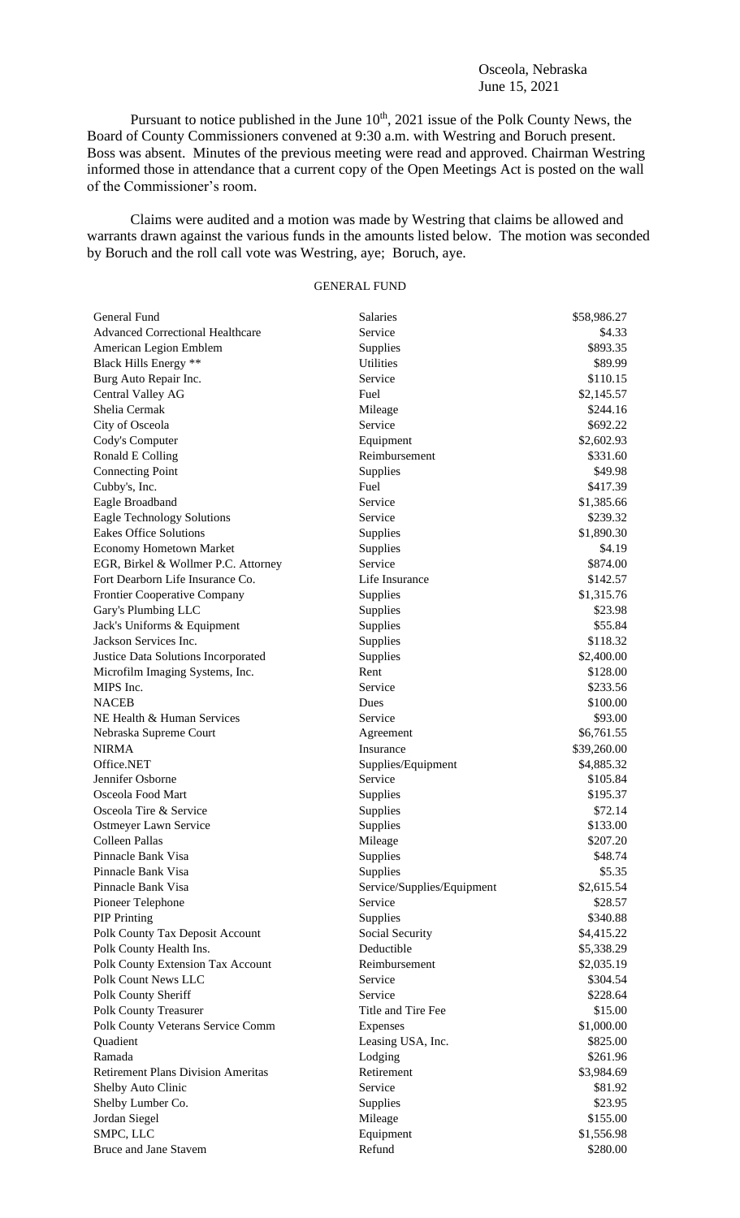Osceola, Nebraska
June 15, 2021

Pursuant to notice published in the June 10th, 2021 issue of the Polk County News, the Board of County Commissioners convened at 9:30 a.m. with Westring and Boruch present. Boss was absent. Minutes of the previous meeting were read and approved. Chairman Westring informed those in attendance that a current copy of the Open Meetings Act is posted on the wall of the Commissioner's room.

Claims were audited and a motion was made by Westring that claims be allowed and warrants drawn against the various funds in the amounts listed below. The motion was seconded by Boruch and the roll call vote was Westring, aye; Boruch, aye.

GENERAL FUND

| | | |
|---|---|---|
| General Fund | Salaries | $58,986.27 |
| Advanced Correctional Healthcare | Service | $4.33 |
| American Legion Emblem | Supplies | $893.35 |
| Black Hills Energy ** | Utilities | $89.99 |
| Burg Auto Repair Inc. | Service | $110.15 |
| Central Valley AG | Fuel | $2,145.57 |
| Shelia Cermak | Mileage | $244.16 |
| City of Osceola | Service | $692.22 |
| Cody's Computer | Equipment | $2,602.93 |
| Ronald E Colling | Reimbursement | $331.60 |
| Connecting Point | Supplies | $49.98 |
| Cubby's, Inc. | Fuel | $417.39 |
| Eagle Broadband | Service | $1,385.66 |
| Eagle Technology Solutions | Service | $239.32 |
| Eakes Office Solutions | Supplies | $1,890.30 |
| Economy Hometown Market | Supplies | $4.19 |
| EGR, Birkel & Wollmer P.C. Attorney | Service | $874.00 |
| Fort Dearborn Life Insurance Co. | Life Insurance | $142.57 |
| Frontier Cooperative Company | Supplies | $1,315.76 |
| Gary's Plumbing LLC | Supplies | $23.98 |
| Jack's Uniforms & Equipment | Supplies | $55.84 |
| Jackson Services Inc. | Supplies | $118.32 |
| Justice Data Solutions Incorporated | Supplies | $2,400.00 |
| Microfilm Imaging Systems, Inc. | Rent | $128.00 |
| MIPS Inc. | Service | $233.56 |
| NACEB | Dues | $100.00 |
| NE Health & Human Services | Service | $93.00 |
| Nebraska Supreme Court | Agreement | $6,761.55 |
| NIRMA | Insurance | $39,260.00 |
| Office.NET | Supplies/Equipment | $4,885.32 |
| Jennifer Osborne | Service | $105.84 |
| Osceola Food Mart | Supplies | $195.37 |
| Osceola Tire & Service | Supplies | $72.14 |
| Ostmeyer Lawn Service | Supplies | $133.00 |
| Colleen Pallas | Mileage | $207.20 |
| Pinnacle Bank Visa | Supplies | $48.74 |
| Pinnacle Bank Visa | Supplies | $5.35 |
| Pinnacle Bank Visa | Service/Supplies/Equipment | $2,615.54 |
| Pioneer Telephone | Service | $28.57 |
| PIP Printing | Supplies | $340.88 |
| Polk County Tax Deposit Account | Social Security | $4,415.22 |
| Polk County Health Ins. | Deductible | $5,338.29 |
| Polk County Extension Tax Account | Reimbursement | $2,035.19 |
| Polk Count News LLC | Service | $304.54 |
| Polk County Sheriff | Service | $228.64 |
| Polk County Treasurer | Title and Tire Fee | $15.00 |
| Polk County Veterans Service Comm | Expenses | $1,000.00 |
| Quadient | Leasing USA, Inc. | $825.00 |
| Ramada | Lodging | $261.96 |
| Retirement Plans Division Ameritas | Retirement | $3,984.69 |
| Shelby Auto Clinic | Service | $81.92 |
| Shelby Lumber Co. | Supplies | $23.95 |
| Jordan Siegel | Mileage | $155.00 |
| SMPC, LLC | Equipment | $1,556.98 |
| Bruce and Jane Stavem | Refund | $280.00 |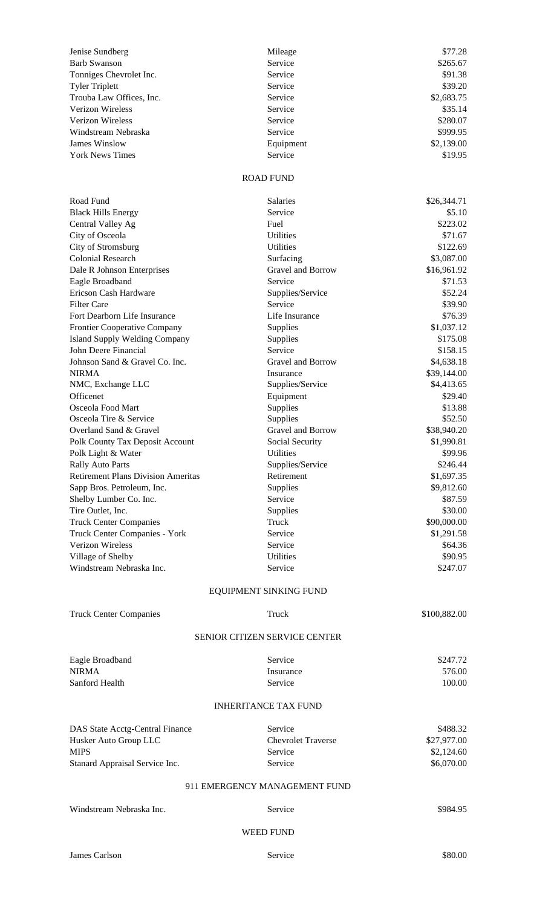| | | |
|---|---|---|
| Jenise Sundberg | Mileage | $77.28 |
| Barb Swanson | Service | $265.67 |
| Tonniges Chevrolet Inc. | Service | $91.38 |
| Tyler Triplett | Service | $39.20 |
| Trouba Law Offices, Inc. | Service | $2,683.75 |
| Verizon Wireless | Service | $35.14 |
| Verizon Wireless | Service | $280.07 |
| Windstream Nebraska | Service | $999.95 |
| James Winslow | Equipment | $2,139.00 |
| York News Times | Service | $19.95 |

ROAD FUND

| | | |
|---|---|---|
| Road Fund | Salaries | $26,344.71 |
| Black Hills Energy | Service | $5.10 |
| Central Valley Ag | Fuel | $223.02 |
| City of Osceola | Utilities | $71.67 |
| City of Stromsburg | Utilities | $122.69 |
| Colonial Research | Surfacing | $3,087.00 |
| Dale R Johnson Enterprises | Gravel and Borrow | $16,961.92 |
| Eagle Broadband | Service | $71.53 |
| Ericson Cash Hardware | Supplies/Service | $52.24 |
| Filter Care | Service | $39.90 |
| Fort Dearborn Life Insurance | Life Insurance | $76.39 |
| Frontier Cooperative Company | Supplies | $1,037.12 |
| Island Supply Welding Company | Supplies | $175.08 |
| John Deere Financial | Service | $158.15 |
| Johnson Sand & Gravel Co. Inc. | Gravel and Borrow | $4,638.18 |
| NIRMA | Insurance | $39,144.00 |
| NMC, Exchange LLC | Supplies/Service | $4,413.65 |
| Officenet | Equipment | $29.40 |
| Osceola Food Mart | Supplies | $13.88 |
| Osceola Tire & Service | Supplies | $52.50 |
| Overland Sand & Gravel | Gravel and Borrow | $38,940.20 |
| Polk County Tax Deposit Account | Social Security | $1,990.81 |
| Polk Light & Water | Utilities | $99.96 |
| Rally Auto Parts | Supplies/Service | $246.44 |
| Retirement Plans Division Ameritas | Retirement | $1,697.35 |
| Sapp Bros. Petroleum, Inc. | Supplies | $9,812.60 |
| Shelby Lumber Co. Inc. | Service | $87.59 |
| Tire Outlet, Inc. | Supplies | $30.00 |
| Truck Center Companies | Truck | $90,000.00 |
| Truck Center Companies - York | Service | $1,291.58 |
| Verizon Wireless | Service | $64.36 |
| Village of Shelby | Utilities | $90.95 |
| Windstream Nebraska Inc. | Service | $247.07 |

EQUIPMENT SINKING FUND

| | | |
|---|---|---|
| Truck Center Companies | Truck | $100,882.00 |

SENIOR CITIZEN SERVICE CENTER

| | | |
|---|---|---|
| Eagle Broadband | Service | $247.72 |
| NIRMA | Insurance | 576.00 |
| Sanford Health | Service | 100.00 |

INHERITANCE TAX FUND

| | | |
|---|---|---|
| DAS State Acctg-Central Finance | Service | $488.32 |
| Husker Auto Group LLC | Chevrolet Traverse | $27,977.00 |
| MIPS | Service | $2,124.60 |
| Stanard Appraisal Service Inc. | Service | $6,070.00 |

911 EMERGENCY MANAGEMENT FUND

| | | |
|---|---|---|
| Windstream Nebraska Inc. | Service | $984.95 |

WEED FUND

| | | |
|---|---|---|
| James Carlson | Service | $80.00 |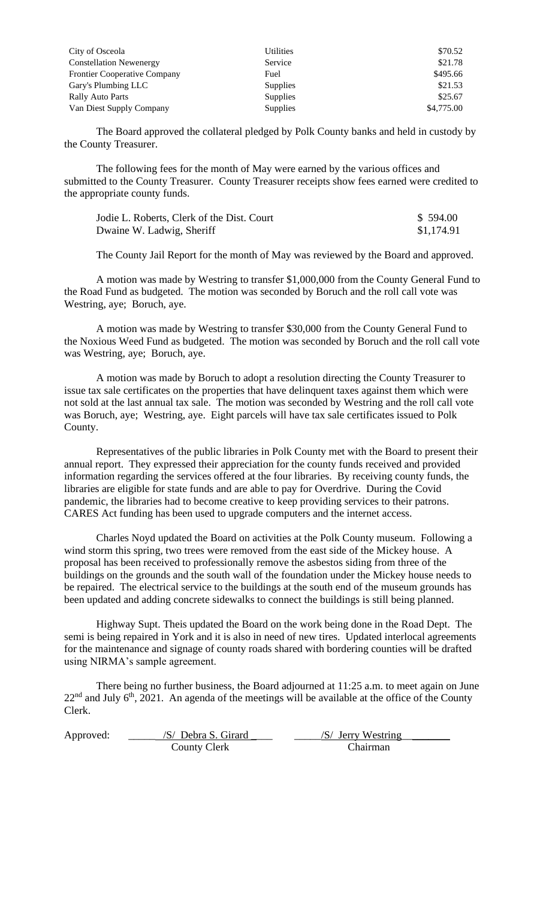| | | |
|---|---|---|
| City of Osceola | Utilities | \$70.52 |
| Constellation Newenergy | Service | \$21.78 |
| Frontier Cooperative Company | Fuel | \$495.66 |
| Gary's Plumbing LLC | Supplies | \$21.53 |
| Rally Auto Parts | Supplies | \$25.67 |
| Van Diest Supply Company | Supplies | \$4,775.00 |

The Board approved the collateral pledged by Polk County banks and held in custody by the County Treasurer.

The following fees for the month of May were earned by the various offices and submitted to the County Treasurer. County Treasurer receipts show fees earned were credited to the appropriate county funds.

| | |
|---|---|
| Jodie L. Roberts, Clerk of the Dist. Court | \$ 594.00 |
| Dwaine W. Ladwig, Sheriff | \$1,174.91 |

The County Jail Report for the month of May was reviewed by the Board and approved.

A motion was made by Westring to transfer \$1,000,000 from the County General Fund to the Road Fund as budgeted. The motion was seconded by Boruch and the roll call vote was Westring, aye; Boruch, aye.

A motion was made by Westring to transfer \$30,000 from the County General Fund to the Noxious Weed Fund as budgeted. The motion was seconded by Boruch and the roll call vote was Westring, aye; Boruch, aye.

A motion was made by Boruch to adopt a resolution directing the County Treasurer to issue tax sale certificates on the properties that have delinquent taxes against them which were not sold at the last annual tax sale. The motion was seconded by Westring and the roll call vote was Boruch, aye; Westring, aye. Eight parcels will have tax sale certificates issued to Polk County.

Representatives of the public libraries in Polk County met with the Board to present their annual report. They expressed their appreciation for the county funds received and provided information regarding the services offered at the four libraries. By receiving county funds, the libraries are eligible for state funds and are able to pay for Overdrive. During the Covid pandemic, the libraries had to become creative to keep providing services to their patrons. CARES Act funding has been used to upgrade computers and the internet access.

Charles Noyd updated the Board on activities at the Polk County museum. Following a wind storm this spring, two trees were removed from the east side of the Mickey house. A proposal has been received to professionally remove the asbestos siding from three of the buildings on the grounds and the south wall of the foundation under the Mickey house needs to be repaired. The electrical service to the buildings at the south end of the museum grounds has been updated and adding concrete sidewalks to connect the buildings is still being planned.

Highway Supt. Theis updated the Board on the work being done in the Road Dept. The semi is being repaired in York and it is also in need of new tires. Updated interlocal agreements for the maintenance and signage of county roads shared with bordering counties will be drafted using NIRMA's sample agreement.

There being no further business, the Board adjourned at 11:25 a.m. to meet again on June 22nd and July 6th, 2021. An agenda of the meetings will be available at the office of the County Clerk.

Approved: /S/ Debra S. Girard — County Clerk; /S/ Jerry Westring — Chairman